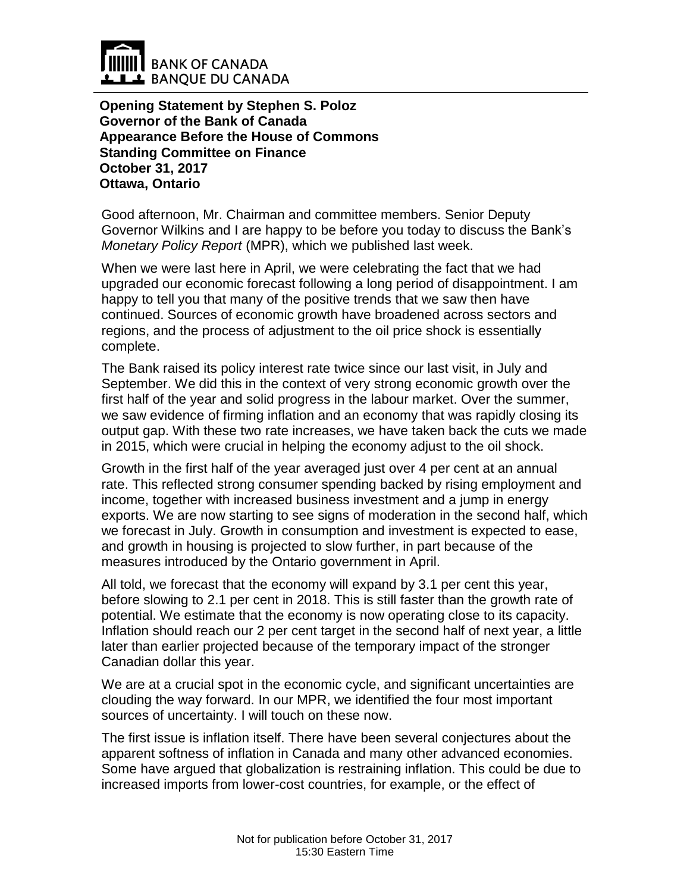BANK OF CANADA
BANQUE DU CANADA

**Opening Statement by Stephen S. Poloz**
**Governor of the Bank of Canada**
**Appearance Before the House of Commons**
**Standing Committee on Finance**
**October 31, 2017**
**Ottawa, Ontario**

Good afternoon, Mr. Chairman and committee members. Senior Deputy Governor Wilkins and I are happy to be before you today to discuss the Bank's *Monetary Policy Report* (MPR), which we published last week.

When we were last here in April, we were celebrating the fact that we had upgraded our economic forecast following a long period of disappointment. I am happy to tell you that many of the positive trends that we saw then have continued. Sources of economic growth have broadened across sectors and regions, and the process of adjustment to the oil price shock is essentially complete.

The Bank raised its policy interest rate twice since our last visit, in July and September. We did this in the context of very strong economic growth over the first half of the year and solid progress in the labour market. Over the summer, we saw evidence of firming inflation and an economy that was rapidly closing its output gap. With these two rate increases, we have taken back the cuts we made in 2015, which were crucial in helping the economy adjust to the oil shock.

Growth in the first half of the year averaged just over 4 per cent at an annual rate. This reflected strong consumer spending backed by rising employment and income, together with increased business investment and a jump in energy exports. We are now starting to see signs of moderation in the second half, which we forecast in July. Growth in consumption and investment is expected to ease, and growth in housing is projected to slow further, in part because of the measures introduced by the Ontario government in April.

All told, we forecast that the economy will expand by 3.1 per cent this year, before slowing to 2.1 per cent in 2018. This is still faster than the growth rate of potential. We estimate that the economy is now operating close to its capacity. Inflation should reach our 2 per cent target in the second half of next year, a little later than earlier projected because of the temporary impact of the stronger Canadian dollar this year.

We are at a crucial spot in the economic cycle, and significant uncertainties are clouding the way forward. In our MPR, we identified the four most important sources of uncertainty. I will touch on these now.

The first issue is inflation itself. There have been several conjectures about the apparent softness of inflation in Canada and many other advanced economies. Some have argued that globalization is restraining inflation. This could be due to increased imports from lower-cost countries, for example, or the effect of

Not for publication before October 31, 2017
15:30 Eastern Time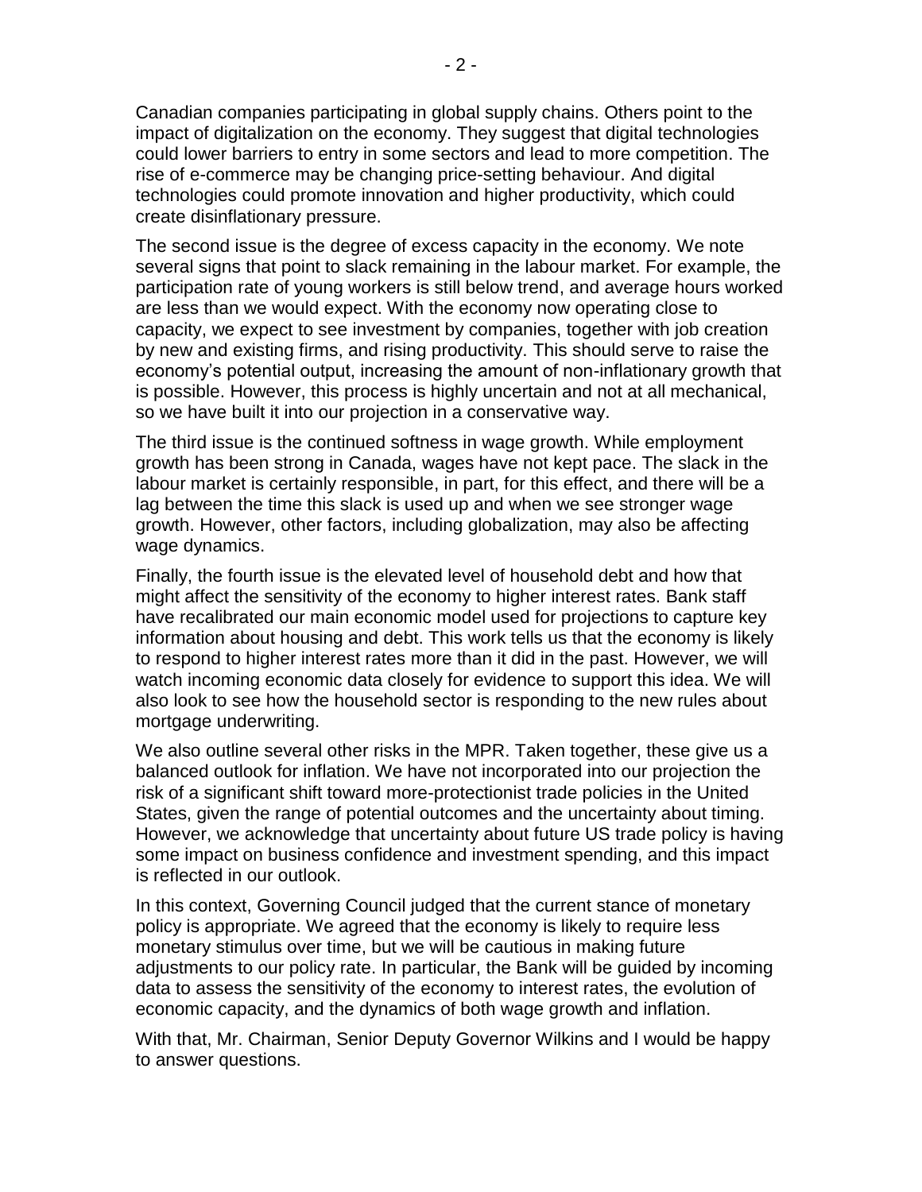Canadian companies participating in global supply chains. Others point to the impact of digitalization on the economy. They suggest that digital technologies could lower barriers to entry in some sectors and lead to more competition. The rise of e-commerce may be changing price-setting behaviour. And digital technologies could promote innovation and higher productivity, which could create disinflationary pressure.

The second issue is the degree of excess capacity in the economy. We note several signs that point to slack remaining in the labour market. For example, the participation rate of young workers is still below trend, and average hours worked are less than we would expect. With the economy now operating close to capacity, we expect to see investment by companies, together with job creation by new and existing firms, and rising productivity. This should serve to raise the economy's potential output, increasing the amount of non-inflationary growth that is possible. However, this process is highly uncertain and not at all mechanical, so we have built it into our projection in a conservative way.

The third issue is the continued softness in wage growth. While employment growth has been strong in Canada, wages have not kept pace. The slack in the labour market is certainly responsible, in part, for this effect, and there will be a lag between the time this slack is used up and when we see stronger wage growth. However, other factors, including globalization, may also be affecting wage dynamics.

Finally, the fourth issue is the elevated level of household debt and how that might affect the sensitivity of the economy to higher interest rates. Bank staff have recalibrated our main economic model used for projections to capture key information about housing and debt. This work tells us that the economy is likely to respond to higher interest rates more than it did in the past. However, we will watch incoming economic data closely for evidence to support this idea. We will also look to see how the household sector is responding to the new rules about mortgage underwriting.

We also outline several other risks in the MPR. Taken together, these give us a balanced outlook for inflation. We have not incorporated into our projection the risk of a significant shift toward more-protectionist trade policies in the United States, given the range of potential outcomes and the uncertainty about timing. However, we acknowledge that uncertainty about future US trade policy is having some impact on business confidence and investment spending, and this impact is reflected in our outlook.

In this context, Governing Council judged that the current stance of monetary policy is appropriate. We agreed that the economy is likely to require less monetary stimulus over time, but we will be cautious in making future adjustments to our policy rate. In particular, the Bank will be guided by incoming data to assess the sensitivity of the economy to interest rates, the evolution of economic capacity, and the dynamics of both wage growth and inflation.

With that, Mr. Chairman, Senior Deputy Governor Wilkins and I would be happy to answer questions.